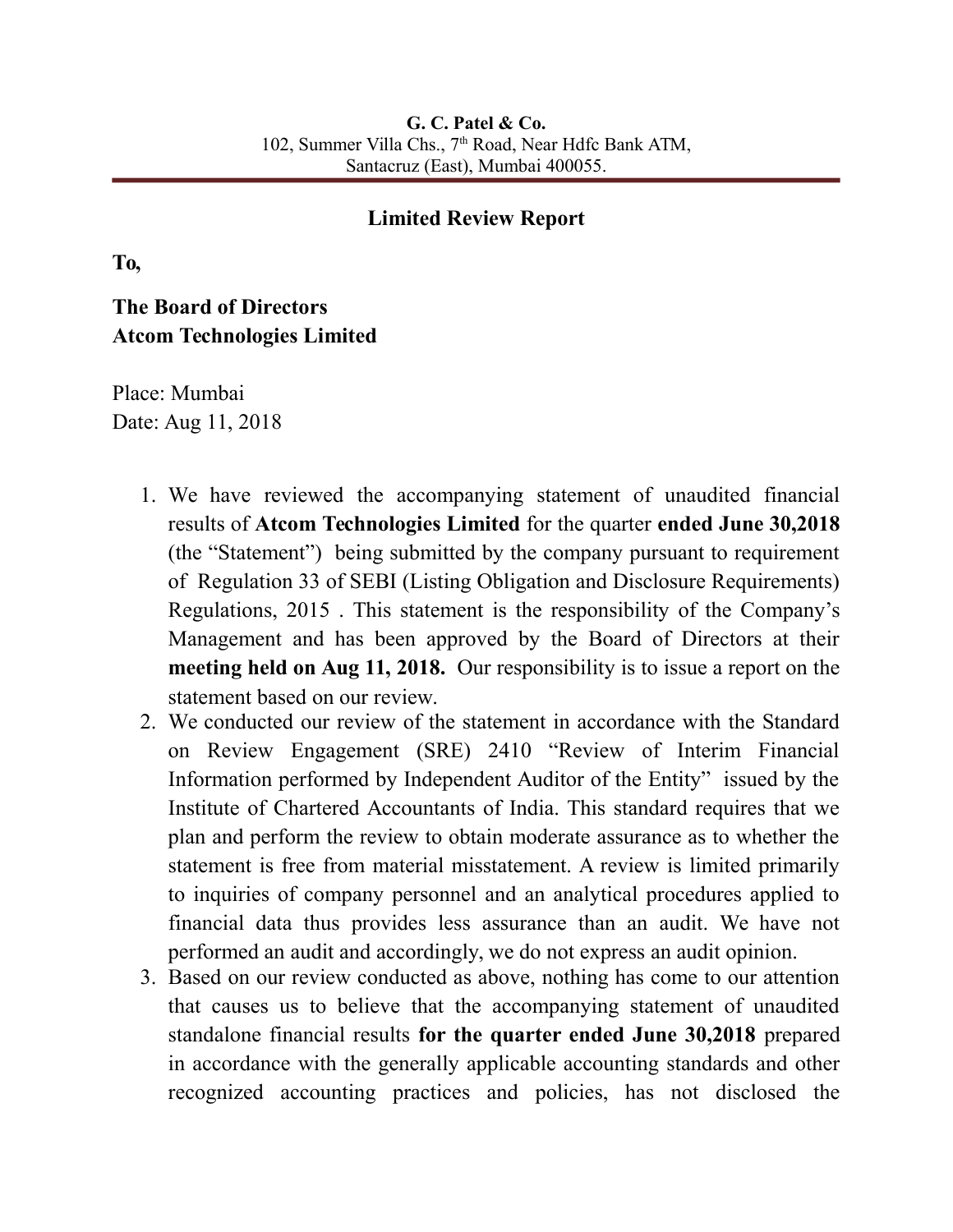**G. C. Patel & Co.**
102, Summer Villa Chs., 7th Road, Near Hdfc Bank ATM,
Santacruz (East), Mumbai 400055.

## Limited Review Report

**To,**

**The Board of Directors**
**Atcom Technologies Limited**

Place: Mumbai
Date: Aug 11, 2018

1. We have reviewed the accompanying statement of unaudited financial results of **Atcom Technologies Limited** for the quarter **ended June 30,2018** (the "Statement") being submitted by the company pursuant to requirement of Regulation 33 of SEBI (Listing Obligation and Disclosure Requirements) Regulations, 2015 . This statement is the responsibility of the Company's Management and has been approved by the Board of Directors at their **meeting held on Aug 11, 2018.** Our responsibility is to issue a report on the statement based on our review.
2. We conducted our review of the statement in accordance with the Standard on Review Engagement (SRE) 2410 "Review of Interim Financial Information performed by Independent Auditor of the Entity" issued by the Institute of Chartered Accountants of India. This standard requires that we plan and perform the review to obtain moderate assurance as to whether the statement is free from material misstatement. A review is limited primarily to inquiries of company personnel and an analytical procedures applied to financial data thus provides less assurance than an audit. We have not performed an audit and accordingly, we do not express an audit opinion.
3. Based on our review conducted as above, nothing has come to our attention that causes us to believe that the accompanying statement of unaudited standalone financial results **for the quarter ended June 30,2018** prepared in accordance with the generally applicable accounting standards and other recognized accounting practices and policies, has not disclosed the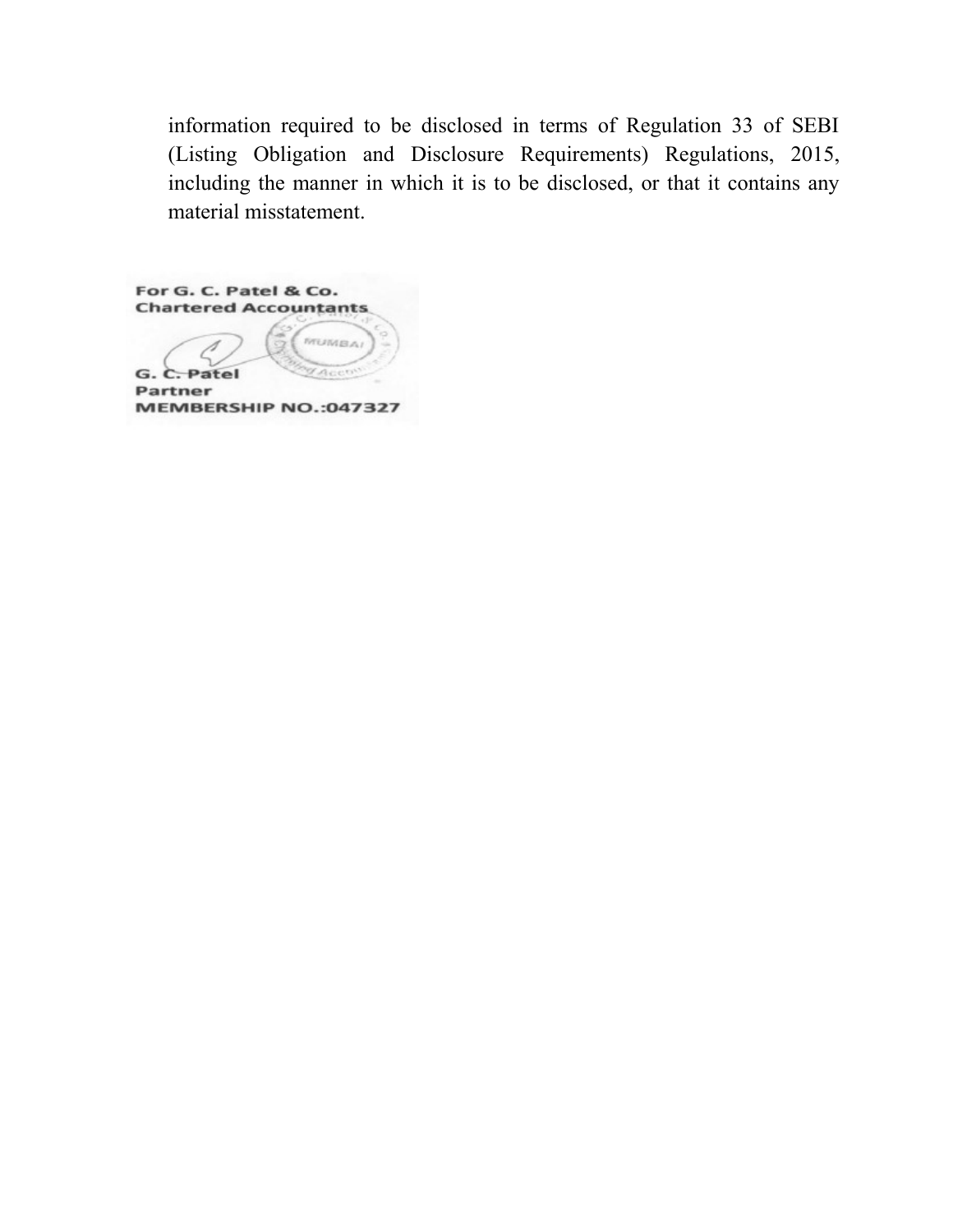information required to be disclosed in terms of Regulation 33 of SEBI (Listing Obligation and Disclosure Requirements) Regulations, 2015, including the manner in which it is to be disclosed, or that it contains any material misstatement.

For G. C. Patel & Co.
Chartered Accountants

G. C. Patel
Partner
MEMBERSHIP NO.:047327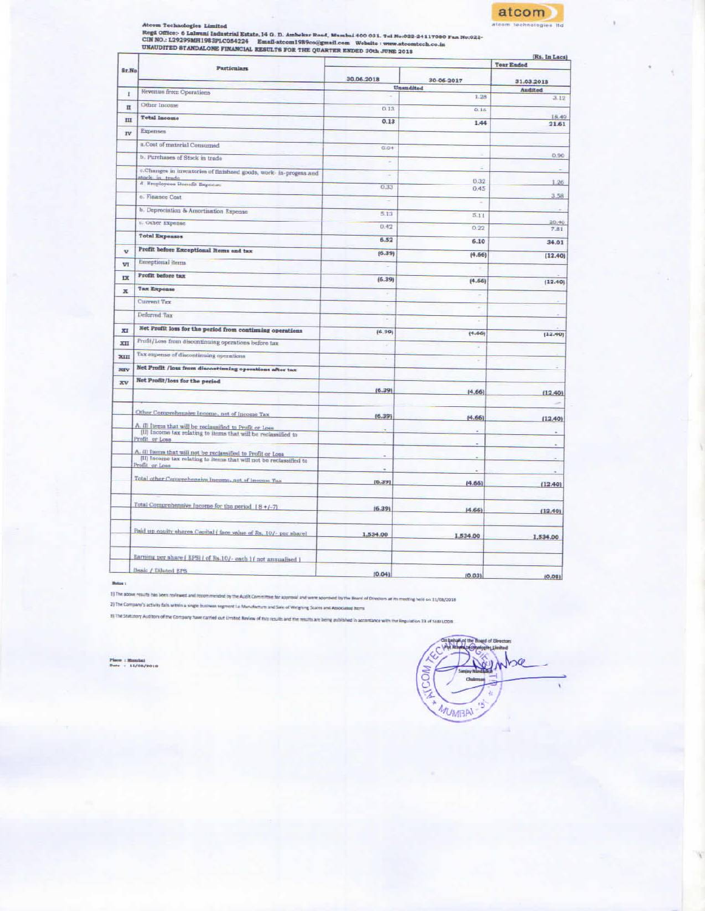Atcom Technologies Limited

Regd Office:- 6 Lalwani Industrial Estate, 14 G. D. Ambekar Road, Mumbai 400 031. Tel No:022-24117080 Fax No:022-

CIN NO.: L29299MH1983PLC054224 Email-atcom1989co@gmail.com Website : www.atcomtech.co.in

UNAUDITED STANDALONE FINANCIAL RESULTS FOR THE QUARTER ENDED 30th JUNE 2018

(Rs. In Lacs)

| Sr.No | Particulars | 30.06.2018 | 30-06-2017 | Year Ended 31.03.2018 |
|---|---|---|---|---|
| | | Unaudited | | Audited |
| I | Revenue from Operations | - | 1.28 | 3.12 |
| II | Other Income | 0.13 | 0.16 | 18.49 |
| III | **Total Income** | **0.13** | **1.44** | **21.61** |
| IV | Expenses | | | |
| | a.Cost of material Consumed | 0.04 | - | 0.90 |
| | b. Purchases of Stock in trade | - | - | - |
| | c.Changes in inventories of finished goods, work- in-progess and stock- in- trade | - | 0.32 | 1.26 |
| | d. Employees Benefit Expenses | 0.33 | 0.45 | 3.58 |
| | e. Finance Cost | - | - | - |
| | h. Depreciation & Amortisation Expense | 5.13 | 5.11 | 20.46 |
| | i. Other Expense | 0.42 | 0.22 | 7.81 |
| | **Total Expenses** | **6.52** | **6.10** | **34.01** |
| V | **Profit before Exceptional Items and tax** | **(6.39)** | **(4.66)** | **(12.40)** |
| VI | Exceptional items | - | | |
| IX | **Profit before tax** | **(6.39)** | **(4.66)** | **(12.40)** |
| X | **Tax Expense** | - | - | - |
| | Current Tax | - | - | - |
| | Deferred Tax | - | - | - |
| XI | **Net Profit loss for the period from continuing operations** | (6.39) | (4.66) | (12.40) |
| XII | Profit/Loss from discontinuing operations before tax | | - | |
| XIII | Tax expense of discontinuing operations | | - | |
| XIV | **Net Profit /loss from discontinuing operations after tax** | | | - |
| XV | **Net Profit/loss for the period** | (6.39) | (4.66) | (12.40) |
| | Other Comprehensive Income, net of Income Tax | (6.39) | (4.66) | (12.40) |
| | A. (I) Items that will be reclassified to Profit or Loss (II) Income tax relating to items that will be reclassified to Profit or Loss | - | - | - |
| | A. (I) Items that will not be reclassified to Profit or Loss (II) Income tax relating to items that will not be reclassified to Profit or Loss | - | - | - |
| | Total other Comprehensive Income, net of Income Tax | (6.39) | (4.66) | (12.40) |
| | Total Comprehensive Income for the period (8 +/-7) | (6.39) | (4.66) | (12.40) |
| | Paid up equity shares Capital ( face value of Rs. 10/- per share) | 1,534.00 | 1,534.00 | 1,534.00 |
| | Earning per share ( EPS) ( of Rs.10/- each ) ( not annualised ) | | | |
| | Basic / Diluted EPS | (0.04) | (0.03) | (0.08) |

Notes :

1) The above results has been reviewed and recommended by the Audit Committee for approval and were approved by the Board of Directors at its meeting held on 11/08/2018

2) The Company's activity falls within a single business segment i.e Manufacturing and Sale of Weighing Scales and Associated Items

3) The Statutory Auditors of the Company have carried out Limited Review of this results and the results are being published in accordance with the Regulation 33 of SEBI LODR

Place : Mumbai
Date : 11/08/2018

On behalf of the Board of Directors
For Atcom Technologies Limited

Sanjay Mundra
Chairman